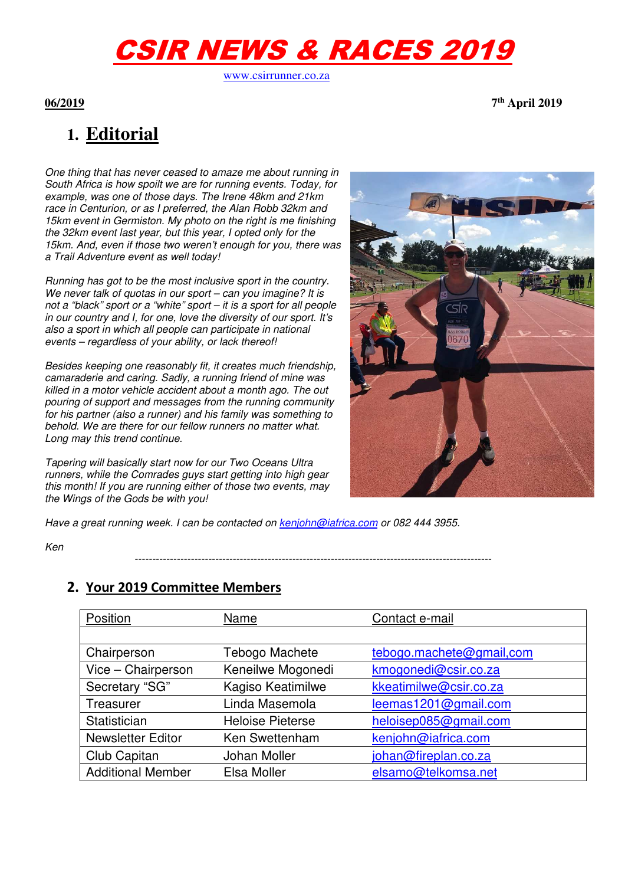# CSIR NEWS & RACES 2019

www.csirrunner.co.za

**06/2019** **7th April 2019**

## 1. Editorial

*One thing that has never ceased to amaze me about running in South Africa is how spoilt we are for running events. Today, for example, was one of those days. The Irene 48km and 21km race in Centurion, or as I preferred, the Alan Robb 32km and 15km event in Germiston. My photo on the right is me finishing the 32km event last year, but this year, I opted only for the 15km. And, even if those two weren't enough for you, there was a Trail Adventure event as well today!*

*Running has got to be the most inclusive sport in the country. We never talk of quotas in our sport – can you imagine? It is not a "black" sport or a "white" sport – it is a sport for all people in our country and I, for one, love the diversity of our sport. It's also a sport in which all people can participate in national events – regardless of your ability, or lack thereof!*

*Besides keeping one reasonably fit, it creates much friendship, camaraderie and caring. Sadly, a running friend of mine was killed in a motor vehicle accident about a month ago. The out pouring of support and messages from the running community for his partner (also a runner) and his family was something to behold. We are there for our fellow runners no matter what. Long may this trend continue.*

*Tapering will basically start now for our Two Oceans Ultra runners, while the Comrades guys start getting into high gear this month! If you are running either of those two events, may the Wings of the Gods be with you!*

*Have a great running week. I can be contacted on kenjohn@iafrica.com or 082 444 3955.*

*Ken*

---

## 2. Your 2019 Committee Members

| Position | Name | Contact e-mail |
|---|---|---|
| | | |
| Chairperson | Tebogo Machete | tebogo.machete@gmail,com |
| Vice – Chairperson | Keneilwe Mogonedi | kmogonedi@csir.co.za |
| Secretary "SG" | Kagiso Keatimilwe | kkeatimilwe@csir.co.za |
| Treasurer | Linda Masemola | leemas1201@gmail.com |
| Statistician | Heloise Pieterse | heloisep085@gmail.com |
| Newsletter Editor | Ken Swettenham | kenjohn@iafrica.com |
| Club Capitan | Johan Moller | johan@fireplan.co.za |
| Additional Member | Elsa Moller | elsamo@telkomsa.net |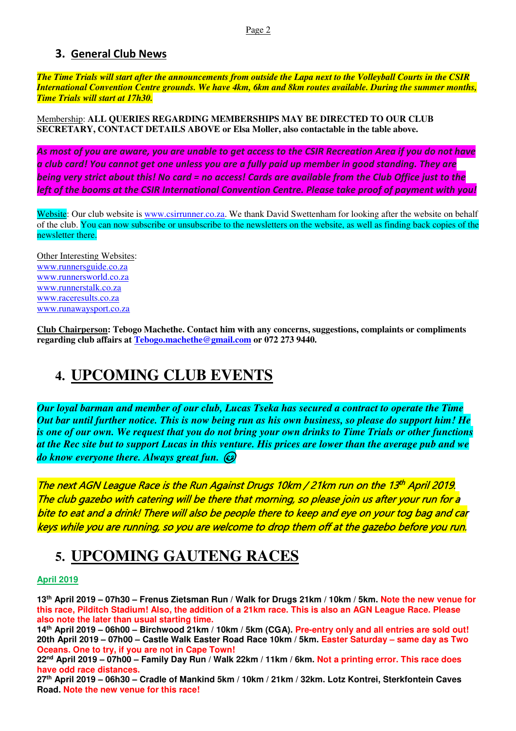## 3. General Club News

***The Time Trials will start after the announcements from outside the Lapa next to the Volleyball Courts in the CSIR International Convention Centre grounds. We have 4km, 6km and 8km routes available. During the summer months, Time Trials will start at 17h30.***

Membership: **ALL QUERIES REGARDING MEMBERSHIPS MAY BE DIRECTED TO OUR CLUB SECRETARY, CONTACT DETAILS ABOVE or Elsa Moller, also contactable in the table above.**

***As most of you are aware, you are unable to get access to the CSIR Recreation Area if you do not have a club card! You cannot get one unless you are a fully paid up member in good standing. They are being very strict about this! No card = no access! Cards are available from the Club Office just to the left of the booms at the CSIR International Convention Centre. Please take proof of payment with you!***

Website: Our club website is www.csirrunner.co.za. We thank David Swettenham for looking after the website on behalf of the club. You can now subscribe or unsubscribe to the newsletters on the website, as well as finding back copies of the newsletter there.

Other Interesting Websites:
www.runnersguide.co.za
www.runnersworld.co.za
www.runnerstalk.co.za
www.raceresults.co.za
www.runawaysport.co.za

**Club Chairperson: Tebogo Machethe. Contact him with any concerns, suggestions, complaints or compliments regarding club affairs at Tebogo.machethe@gmail.com or 072 273 9440.**

# 4. UPCOMING CLUB EVENTS

***Our loyal barman and member of our club, Lucas Tseka has secured a contract to operate the Time Out bar until further notice. This is now being run as his own business, so please do support him! He is one of our own. We request that you do not bring your own drinks to Time Trials or other functions at the Rec site but to support Lucas in this venture. His prices are lower than the average pub and we do know everyone there. Always great fun.*** 😉

The next AGN League Race is the Run Against Drugs 10km / 21km run on the 13th April 2019. The club gazebo with catering will be there that morning, so please join us after your run for a bite to eat and a drink! There will also be people there to keep and eye on your tog bag and car keys while you are running, so you are welcome to drop them off at the gazebo before you run.

# 5. UPCOMING GAUTENG RACES

**April 2019**

**13th April 2019 – 07h30 – Frenus Zietsman Run / Walk for Drugs 21km / 10km / 5km. Note the new venue for this race, Pilditch Stadium! Also, the addition of a 21km race. This is also an AGN League Race. Please also note the later than usual starting time.**
**14th April 2019 – 06h00 – Birchwood 21km / 10km / 5km (CGA). Pre-entry only and all entries are sold out!**
**20th April 2019 – 07h00 – Castle Walk Easter Road Race 10km / 5km. Easter Saturday – same day as Two Oceans. One to try, if you are not in Cape Town!**
**22nd April 2019 – 07h00 – Family Day Run / Walk 22km / 11km / 6km. Not a printing error. This race does have odd race distances.**
**27th April 2019 – 06h30 – Cradle of Mankind 5km / 10km / 21km / 32km. Lotz Kontrei, Sterkfontein Caves Road. Note the new venue for this race!**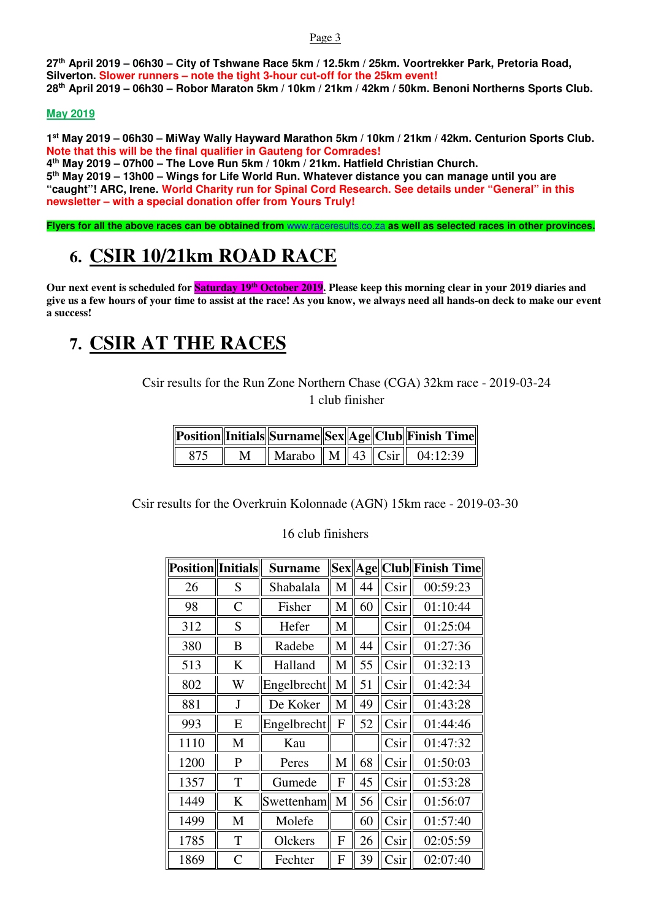**27th April 2019 – 06h30 – City of Tshwane Race 5km / 12.5km / 25km. Voortrekker Park, Pretoria Road, Silverton. Slower runners – note the tight 3-hour cut-off for the 25km event!**
**28th April 2019 – 06h30 – Robor Maraton 5km / 10km / 21km / 42km / 50km. Benoni Northerns Sports Club.**

**May 2019**

**1st May 2019 – 06h30 – MiWay Wally Hayward Marathon 5km / 10km / 21km / 42km. Centurion Sports Club. Note that this will be the final qualifier in Gauteng for Comrades!**
**4th May 2019 – 07h00 – The Love Run 5km / 10km / 21km. Hatfield Christian Church.**
**5th May 2019 – 13h00 – Wings for Life World Run. Whatever distance you can manage until you are "caught"! ARC, Irene. World Charity run for Spinal Cord Research. See details under "General" in this newsletter – with a special donation offer from Yours Truly!**

**Flyers for all the above races can be obtained from www.raceresults.co.za as well as selected races in other provinces.**

# 6. CSIR 10/21km ROAD RACE

**Our next event is scheduled for Saturday 19th October 2019. Please keep this morning clear in your 2019 diaries and give us a few hours of your time to assist at the race! As you know, we always need all hands-on deck to make our event a success!**

# 7. CSIR AT THE RACES

Csir results for the Run Zone Northern Chase (CGA) 32km race - 2019-03-24

1 club finisher

| Position | Initials | Surname | Sex | Age | Club | Finish Time |
|---|---|---|---|---|---|---|
| 875 | M | Marabo | M | 43 | Csir | 04:12:39 |

Csir results for the Overkruin Kolonnade (AGN) 15km race - 2019-03-30

16 club finishers

| Position | Initials | Surname | Sex | Age | Club | Finish Time |
|---|---|---|---|---|---|---|
| 26 | S | Shabalala | M | 44 | Csir | 00:59:23 |
| 98 | C | Fisher | M | 60 | Csir | 01:10:44 |
| 312 | S | Hefer | M | | Csir | 01:25:04 |
| 380 | B | Radebe | M | 44 | Csir | 01:27:36 |
| 513 | K | Halland | M | 55 | Csir | 01:32:13 |
| 802 | W | Engelbrecht | M | 51 | Csir | 01:42:34 |
| 881 | J | De Koker | M | 49 | Csir | 01:43:28 |
| 993 | E | Engelbrecht | F | 52 | Csir | 01:44:46 |
| 1110 | M | Kau | | | Csir | 01:47:32 |
| 1200 | P | Peres | M | 68 | Csir | 01:50:03 |
| 1357 | T | Gumede | F | 45 | Csir | 01:53:28 |
| 1449 | K | Swettenham | M | 56 | Csir | 01:56:07 |
| 1499 | M | Molefe | | 60 | Csir | 01:57:40 |
| 1785 | T | Olckers | F | 26 | Csir | 02:05:59 |
| 1869 | C | Fechter | F | 39 | Csir | 02:07:40 |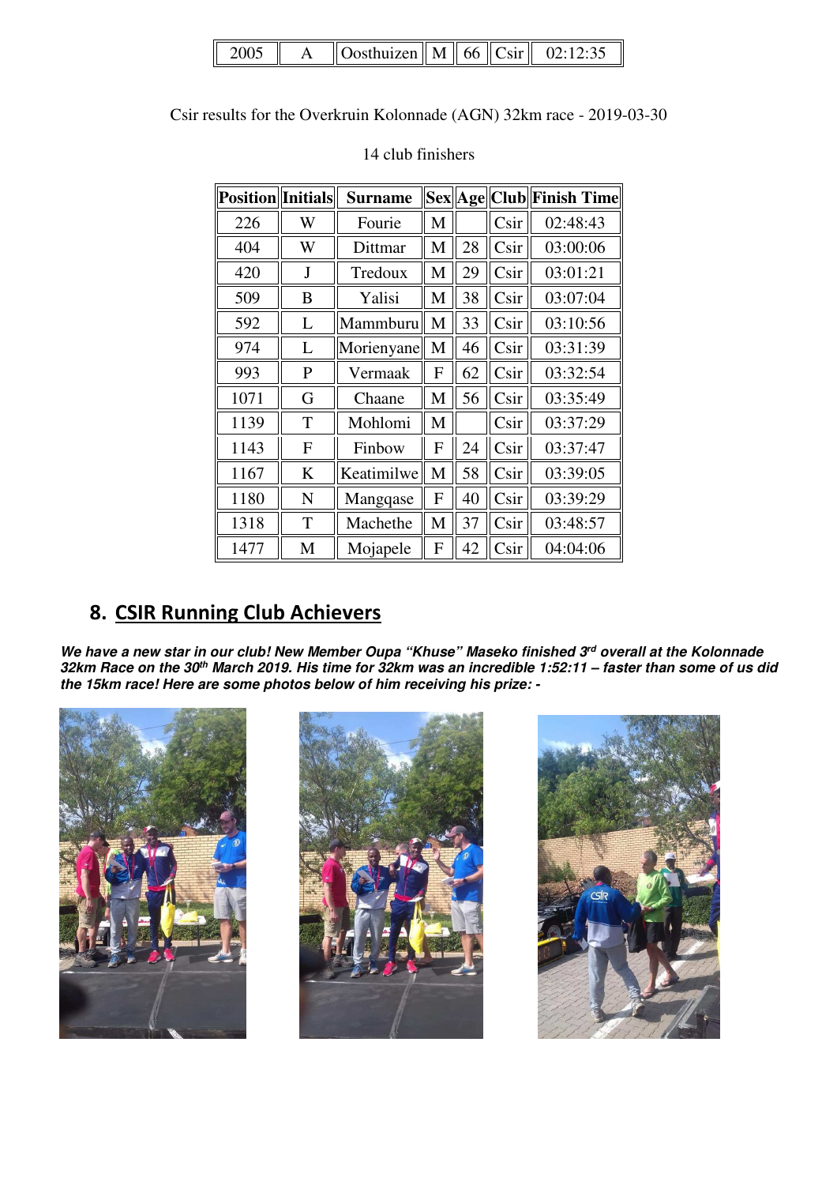| 2005 | A | Oosthuizen | M | 66 | Csir | 02:12:35 |
|---|---|---|---|---|---|---|

Csir results for the Overkruin Kolonnade (AGN) 32km race - 2019-03-30

14 club finishers

| Position | Initials | Surname | Sex | Age | Club | Finish Time |
|---|---|---|---|---|---|---|
| 226 | W | Fourie | M | | Csir | 02:48:43 |
| 404 | W | Dittmar | M | 28 | Csir | 03:00:06 |
| 420 | J | Tredoux | M | 29 | Csir | 03:01:21 |
| 509 | B | Yalisi | M | 38 | Csir | 03:07:04 |
| 592 | L | Mammburu | M | 33 | Csir | 03:10:56 |
| 974 | L | Morienyane | M | 46 | Csir | 03:31:39 |
| 993 | P | Vermaak | F | 62 | Csir | 03:32:54 |
| 1071 | G | Chaane | M | 56 | Csir | 03:35:49 |
| 1139 | T | Mohlomi | M | | Csir | 03:37:29 |
| 1143 | F | Finbow | F | 24 | Csir | 03:37:47 |
| 1167 | K | Keatimilwe | M | 58 | Csir | 03:39:05 |
| 1180 | N | Mangqase | F | 40 | Csir | 03:39:29 |
| 1318 | T | Machethe | M | 37 | Csir | 03:48:57 |
| 1477 | M | Mojapele | F | 42 | Csir | 04:04:06 |

## 8. CSIR Running Club Achievers

***We have a new star in our club! New Member Oupa "Khuse" Maseko finished 3rd overall at the Kolonnade 32km Race on the 30th March 2019. His time for 32km was an incredible 1:52:11 – faster than some of us did the 15km race! Here are some photos below of him receiving his prize: -***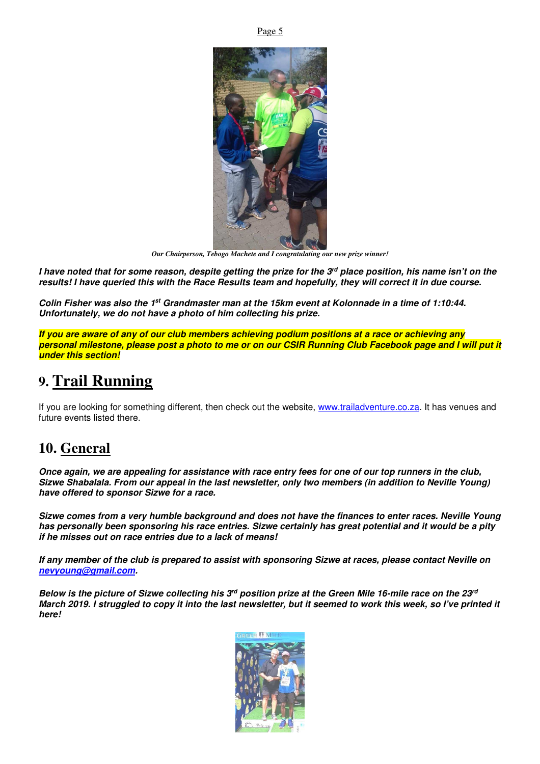*Our Chairperson, Tebogo Machete and I congratulating our new prize winner!*

***I have noted that for some reason, despite getting the prize for the 3rd place position, his name isn't on the results! I have queried this with the Race Results team and hopefully, they will correct it in due course.***

***Colin Fisher was also the 1st Grandmaster man at the 15km event at Kolonnade in a time of 1:10:44. Unfortunately, we do not have a photo of him collecting his prize.***

***If you are aware of any of our club members achieving podium positions at a race or achieving any personal milestone, please post a photo to me or on our CSIR Running Club Facebook page and I will put it under this section!***

# 9. Trail Running

If you are looking for something different, then check out the website, [www.trailadventure.co.za](http://www.trailadventure.co.za). It has venues and future events listed there.

# 10. General

***Once again, we are appealing for assistance with race entry fees for one of our top runners in the club, Sizwe Shabalala. From our appeal in the last newsletter, only two members (in addition to Neville Young) have offered to sponsor Sizwe for a race.***

***Sizwe comes from a very humble background and does not have the finances to enter races. Neville Young has personally been sponsoring his race entries. Sizwe certainly has great potential and it would be a pity if he misses out on race entries due to a lack of means!***

***If any member of the club is prepared to assist with sponsoring Sizwe at races, please contact Neville on [nevyoung@gmail.com](mailto:nevyoung@gmail.com).***

***Below is the picture of Sizwe collecting his 3rd position prize at the Green Mile 16-mile race on the 23rd March 2019. I struggled to copy it into the last newsletter, but it seemed to work this week, so I've printed it here!***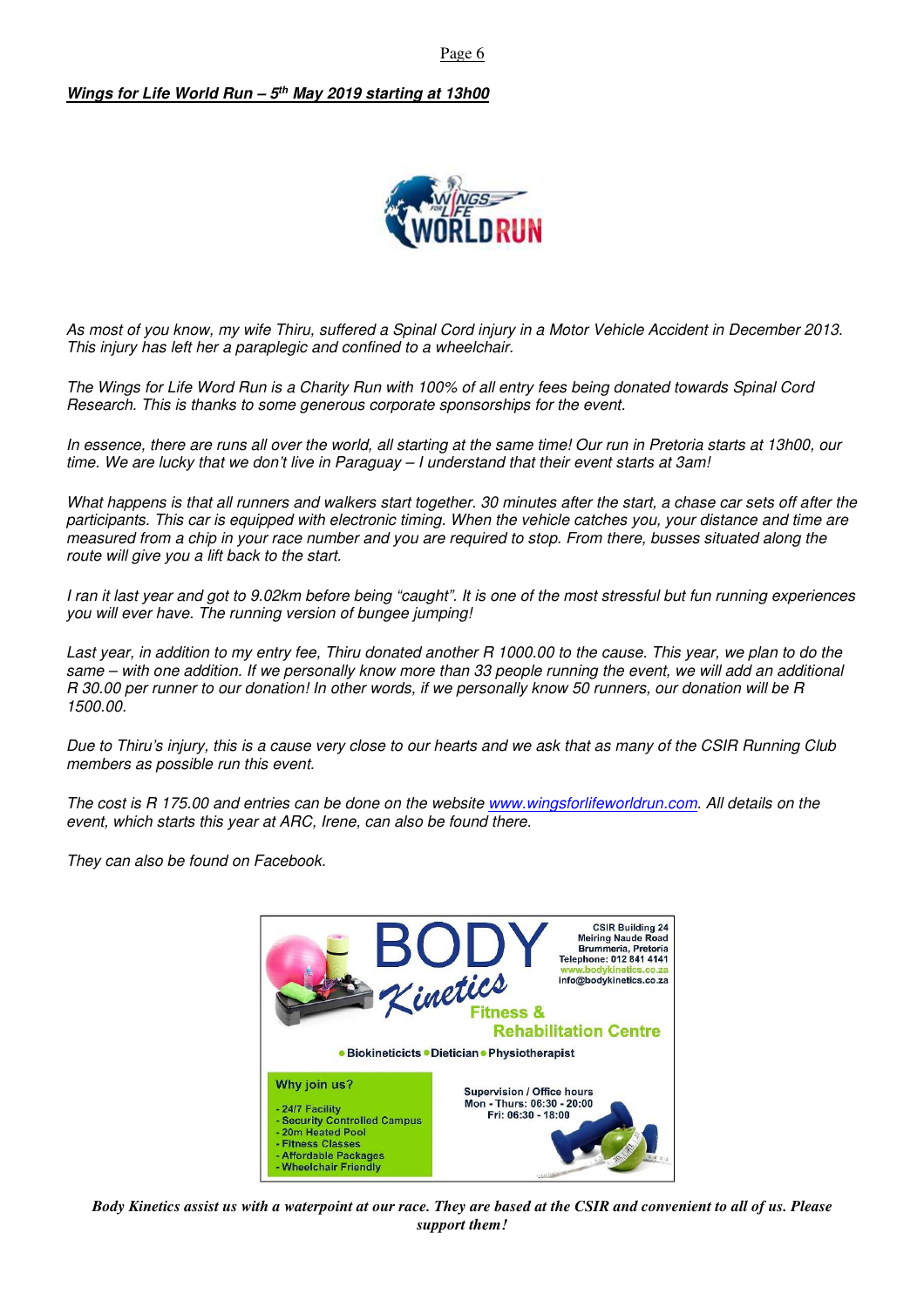***Wings for Life World Run – 5th May 2019 starting at 13h00***

*As most of you know, my wife Thiru, suffered a Spinal Cord injury in a Motor Vehicle Accident in December 2013. This injury has left her a paraplegic and confined to a wheelchair.*

*The Wings for Life Word Run is a Charity Run with 100% of all entry fees being donated towards Spinal Cord Research. This is thanks to some generous corporate sponsorships for the event.*

*In essence, there are runs all over the world, all starting at the same time! Our run in Pretoria starts at 13h00, our time. We are lucky that we don't live in Paraguay – I understand that their event starts at 3am!*

*What happens is that all runners and walkers start together. 30 minutes after the start, a chase car sets off after the participants. This car is equipped with electronic timing. When the vehicle catches you, your distance and time are measured from a chip in your race number and you are required to stop. From there, busses situated along the route will give you a lift back to the start.*

*I ran it last year and got to 9.02km before being "caught". It is one of the most stressful but fun running experiences you will ever have. The running version of bungee jumping!*

*Last year, in addition to my entry fee, Thiru donated another R 1000.00 to the cause. This year, we plan to do the same – with one addition. If we personally know more than 33 people running the event, we will add an additional R 30.00 per runner to our donation! In other words, if we personally know 50 runners, our donation will be R 1500.00.*

*Due to Thiru's injury, this is a cause very close to our hearts and we ask that as many of the CSIR Running Club members as possible run this event.*

*The cost is R 175.00 and entries can be done on the website [www.wingsforlifeworldrun.com](http://www.wingsforlifeworldrun.com). All details on the event, which starts this year at ARC, Irene, can also be found there.*

*They can also be found on Facebook.*

**BODY Kinetics Fitness & Rehabilitation Centre**

CSIR Building 24
Meiring Naude Road
Brummeria, Pretoria
Telephone: 012 841 4141
www.bodykinetics.co.za
info@bodykinetics.co.za

• Biokineticicts • Dietician • Physiotherapist

**Why join us?**

- 24/7 Facility
- Security Controlled Campus
- 20m Heated Pool
- Fitness Classes
- Affordable Packages
- Wheelchair Friendly

Supervision / Office hours
Mon - Thurs: 06:30 - 20:00
Fri: 06:30 - 18:00

***Body Kinetics assist us with a waterpoint at our race. They are based at the CSIR and convenient to all of us. Please support them!***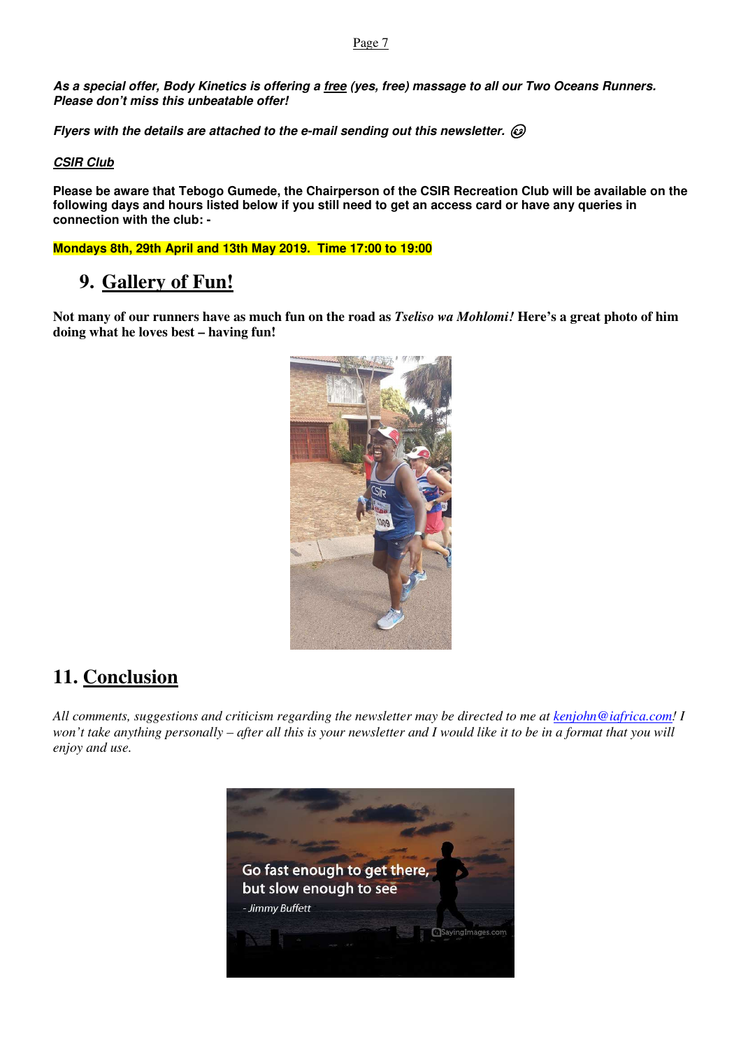***As a special offer, Body Kinetics is offering a free (yes, free) massage to all our Two Oceans Runners. Please don't miss this unbeatable offer!***

***Flyers with the details are attached to the e-mail sending out this newsletter.*** 😊

***CSIR Club***

**Please be aware that Tebogo Gumede, the Chairperson of the CSIR Recreation Club will be available on the following days and hours listed below if you still need to get an access card or have any queries in connection with the club: -**

**Mondays 8th, 29th April and 13th May 2019. Time 17:00 to 19:00**

## 9. Gallery of Fun!

**Not many of our runners have as much fun on the road as *Tseliso wa Mohlomi!* Here's a great photo of him doing what he loves best – having fun!**

## 11. Conclusion

*All comments, suggestions and criticism regarding the newsletter may be directed to me at kenjohn@iafrica.com! I won't take anything personally – after all this is your newsletter and I would like it to be in a format that you will enjoy and use.*